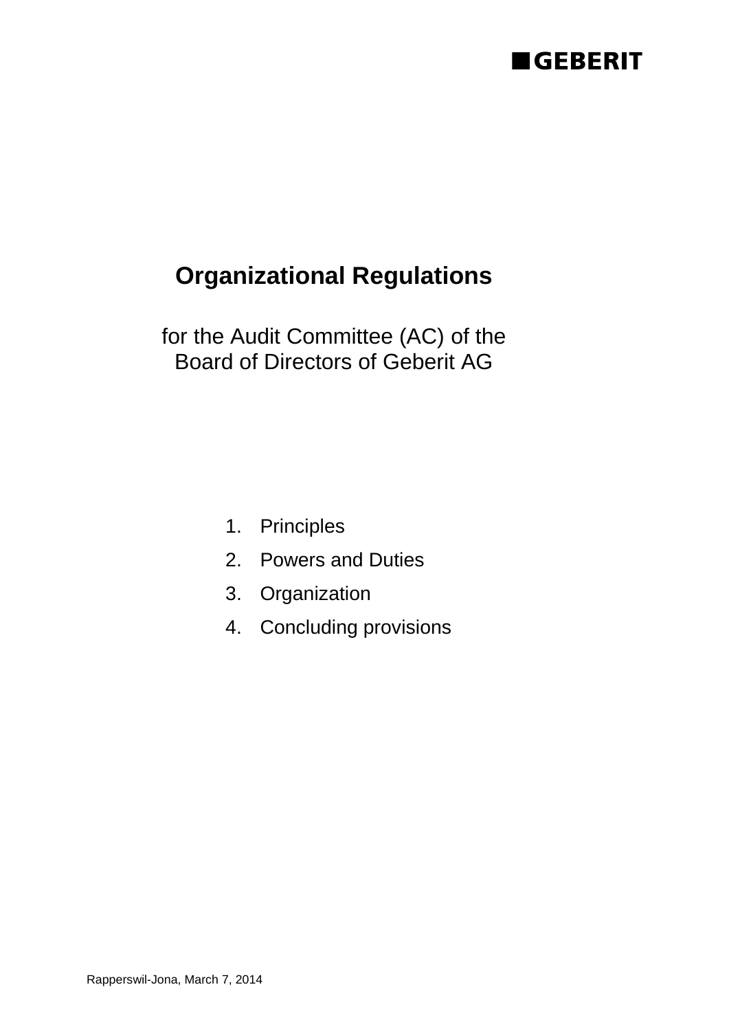GEBERIT

# Organizational Regulations

for the Audit Committee (AC) of the
Board of Directors of Geberit AG

1. Principles
2. Powers and Duties
3. Organization
4. Concluding provisions

Rapperswil-Jona, March 7, 2014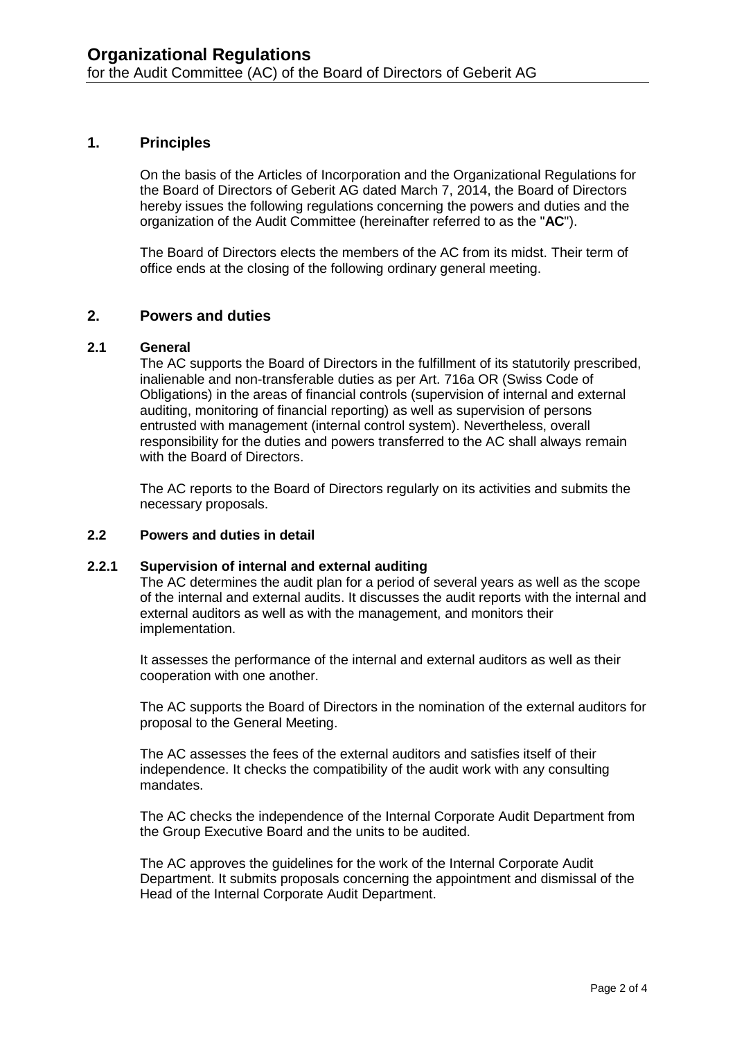# Organizational Regulations

for the Audit Committee (AC) of the Board of Directors of Geberit AG

## 1. Principles

On the basis of the Articles of Incorporation and the Organizational Regulations for the Board of Directors of Geberit AG dated March 7, 2014, the Board of Directors hereby issues the following regulations concerning the powers and duties and the organization of the Audit Committee (hereinafter referred to as the "**AC**").

The Board of Directors elects the members of the AC from its midst. Their term of office ends at the closing of the following ordinary general meeting.

## 2. Powers and duties

### 2.1 General

The AC supports the Board of Directors in the fulfillment of its statutorily prescribed, inalienable and non-transferable duties as per Art. 716a OR (Swiss Code of Obligations) in the areas of financial controls (supervision of internal and external auditing, monitoring of financial reporting) as well as supervision of persons entrusted with management (internal control system). Nevertheless, overall responsibility for the duties and powers transferred to the AC shall always remain with the Board of Directors.

The AC reports to the Board of Directors regularly on its activities and submits the necessary proposals.

### 2.2 Powers and duties in detail

#### 2.2.1 Supervision of internal and external auditing

The AC determines the audit plan for a period of several years as well as the scope of the internal and external audits. It discusses the audit reports with the internal and external auditors as well as with the management, and monitors their implementation.

It assesses the performance of the internal and external auditors as well as their cooperation with one another.

The AC supports the Board of Directors in the nomination of the external auditors for proposal to the General Meeting.

The AC assesses the fees of the external auditors and satisfies itself of their independence. It checks the compatibility of the audit work with any consulting mandates.

The AC checks the independence of the Internal Corporate Audit Department from the Group Executive Board and the units to be audited.

The AC approves the guidelines for the work of the Internal Corporate Audit Department. It submits proposals concerning the appointment and dismissal of the Head of the Internal Corporate Audit Department.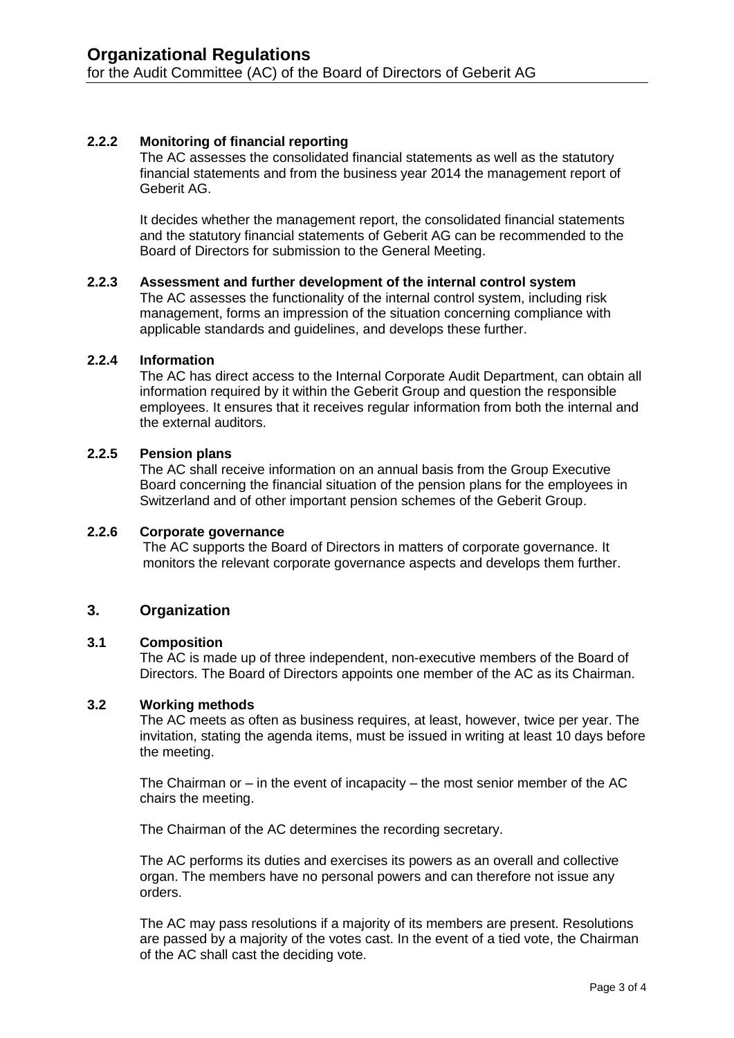#### 2.2.2 Monitoring of financial reporting

The AC assesses the consolidated financial statements as well as the statutory financial statements and from the business year 2014 the management report of Geberit AG.

It decides whether the management report, the consolidated financial statements and the statutory financial statements of Geberit AG can be recommended to the Board of Directors for submission to the General Meeting.

#### 2.2.3 Assessment and further development of the internal control system

The AC assesses the functionality of the internal control system, including risk management, forms an impression of the situation concerning compliance with applicable standards and guidelines, and develops these further.

#### 2.2.4 Information

The AC has direct access to the Internal Corporate Audit Department, can obtain all information required by it within the Geberit Group and question the responsible employees. It ensures that it receives regular information from both the internal and the external auditors.

#### 2.2.5 Pension plans

The AC shall receive information on an annual basis from the Group Executive Board concerning the financial situation of the pension plans for the employees in Switzerland and of other important pension schemes of the Geberit Group.

#### 2.2.6 Corporate governance

The AC supports the Board of Directors in matters of corporate governance. It monitors the relevant corporate governance aspects and develops them further.

## 3. Organization

### 3.1 Composition

The AC is made up of three independent, non-executive members of the Board of Directors. The Board of Directors appoints one member of the AC as its Chairman.

### 3.2 Working methods

The AC meets as often as business requires, at least, however, twice per year. The invitation, stating the agenda items, must be issued in writing at least 10 days before the meeting.

The Chairman or – in the event of incapacity – the most senior member of the AC chairs the meeting.

The Chairman of the AC determines the recording secretary.

The AC performs its duties and exercises its powers as an overall and collective organ. The members have no personal powers and can therefore not issue any orders.

The AC may pass resolutions if a majority of its members are present. Resolutions are passed by a majority of the votes cast. In the event of a tied vote, the Chairman of the AC shall cast the deciding vote.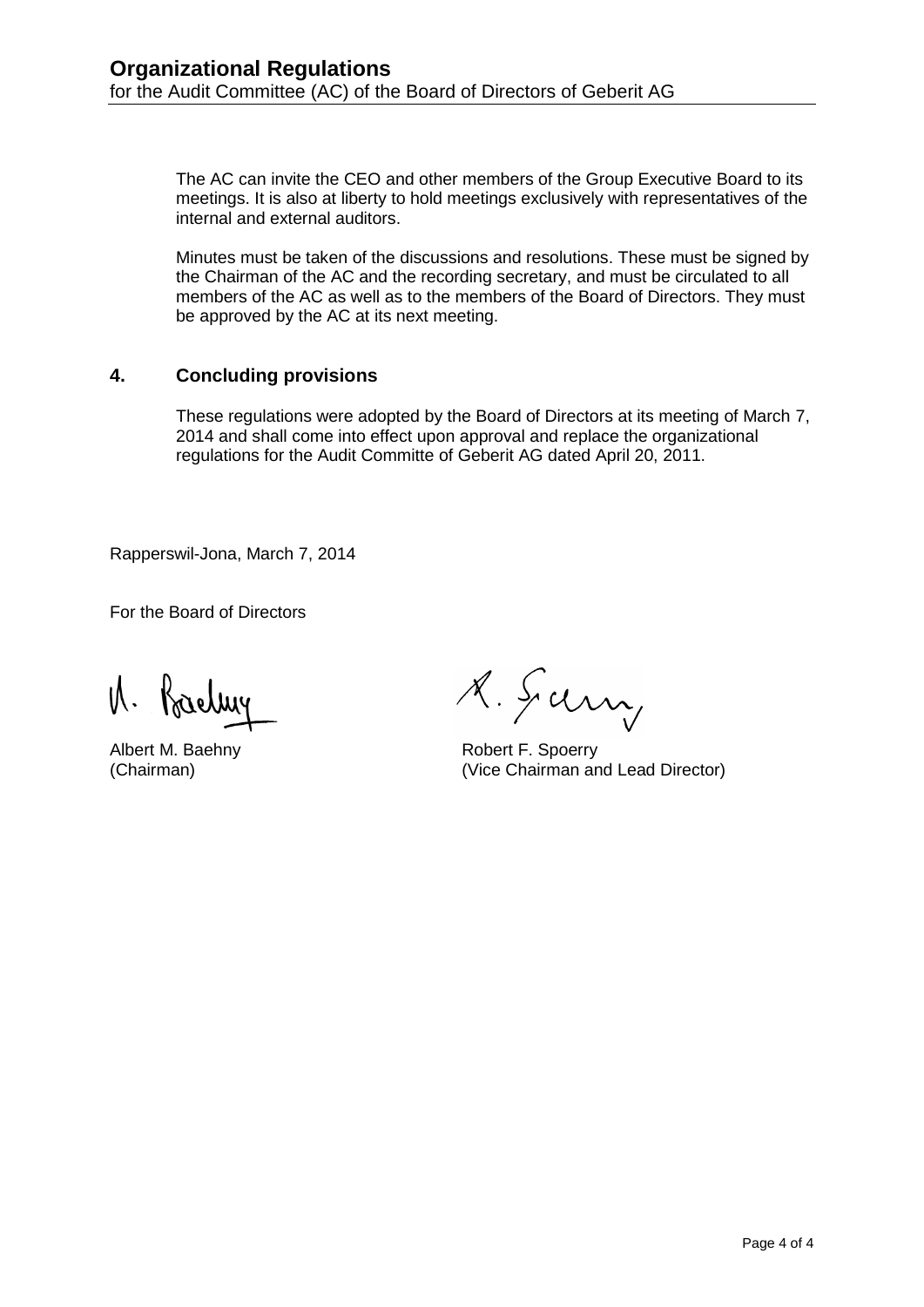The AC can invite the CEO and other members of the Group Executive Board to its meetings. It is also at liberty to hold meetings exclusively with representatives of the internal and external auditors.

Minutes must be taken of the discussions and resolutions. These must be signed by the Chairman of the AC and the recording secretary, and must be circulated to all members of the AC as well as to the members of the Board of Directors. They must be approved by the AC at its next meeting.

## 4. Concluding provisions

These regulations were adopted by the Board of Directors at its meeting of March 7, 2014 and shall come into effect upon approval and replace the organizational regulations for the Audit Committe of Geberit AG dated April 20, 2011.

Rapperswil-Jona, March 7, 2014

For the Board of Directors

Albert M. Baehny
(Chairman)

Robert F. Spoerry
(Vice Chairman and Lead Director)